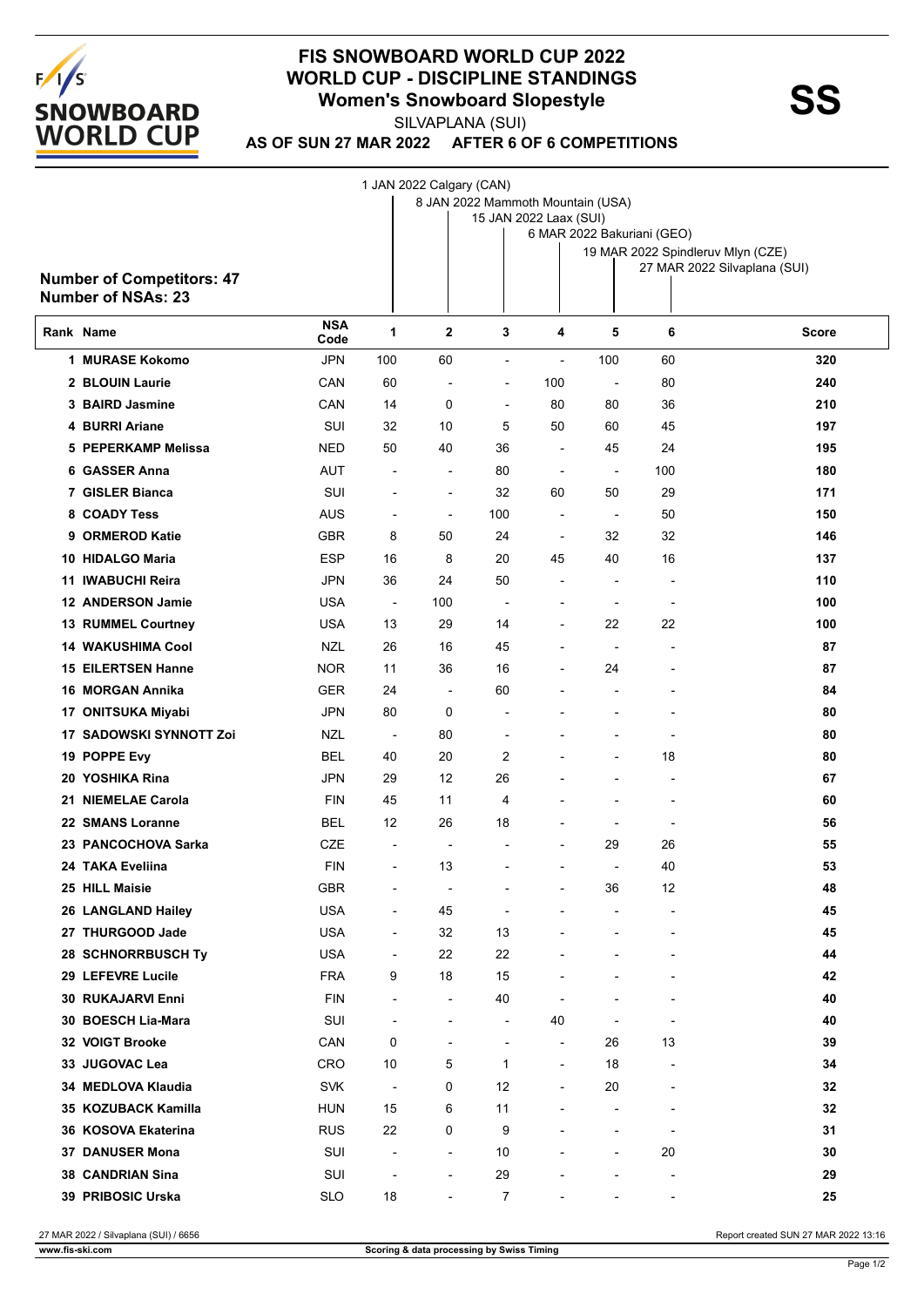# FIS SNOWBOARD WORLD CUP 2022
## WORLD CUP - DISCIPLINE STANDINGS
### Women's Snowboard Slopestyle

**SS**

SILVAPLANA (SUI)

**AS OF SUN 27 MAR 2022 AFTER 6 OF 6 COMPETITIONS**

1 JAN 2022 Calgary (CAN)
8 JAN 2022 Mammoth Mountain (USA)
15 JAN 2022 Laax (SUI)
6 MAR 2022 Bakuriani (GEO)
19 MAR 2022 Spindleruv Mlyn (CZE)
27 MAR 2022 Silvaplana (SUI)

**Number of Competitors: 47**
**Number of NSAs: 23**

| Rank | Name | NSA Code | 1 | 2 | 3 | 4 | 5 | 6 | Score |
|---|---|---|---|---|---|---|---|---|---|
| 1 | MURASE Kokomo | JPN | 100 | 60 | - | - | 100 | 60 | 320 |
| 2 | BLOUIN Laurie | CAN | 60 | - | - | 100 | - | 80 | 240 |
| 3 | BAIRD Jasmine | CAN | 14 | 0 | - | 80 | 80 | 36 | 210 |
| 4 | BURRI Ariane | SUI | 32 | 10 | 5 | 50 | 60 | 45 | 197 |
| 5 | PEPERKAMP Melissa | NED | 50 | 40 | 36 | - | 45 | 24 | 195 |
| 6 | GASSER Anna | AUT | - | - | 80 | - | - | 100 | 180 |
| 7 | GISLER Bianca | SUI | - | - | 32 | 60 | 50 | 29 | 171 |
| 8 | COADY Tess | AUS | - | - | 100 | - | - | 50 | 150 |
| 9 | ORMEROD Katie | GBR | 8 | 50 | 24 | - | 32 | 32 | 146 |
| 10 | HIDALGO Maria | ESP | 16 | 8 | 20 | 45 | 40 | 16 | 137 |
| 11 | IWABUCHI Reira | JPN | 36 | 24 | 50 | - | - | - | 110 |
| 12 | ANDERSON Jamie | USA | - | 100 | - | - | - | - | 100 |
| 13 | RUMMEL Courtney | USA | 13 | 29 | 14 | - | 22 | 22 | 100 |
| 14 | WAKUSHIMA Cool | NZL | 26 | 16 | 45 | - | - | - | 87 |
| 15 | EILERTSEN Hanne | NOR | 11 | 36 | 16 | - | 24 | - | 87 |
| 16 | MORGAN Annika | GER | 24 | - | 60 | - | - | - | 84 |
| 17 | ONITSUKA Miyabi | JPN | 80 | 0 | - | - | - | - | 80 |
| 17 | SADOWSKI SYNNOTT Zoi | NZL | - | 80 | - | - | - | - | 80 |
| 19 | POPPE Evy | BEL | 40 | 20 | 2 | - | - | 18 | 80 |
| 20 | YOSHIKA Rina | JPN | 29 | 12 | 26 | - | - | - | 67 |
| 21 | NIEMELAE Carola | FIN | 45 | 11 | 4 | - | - | - | 60 |
| 22 | SMANS Loranne | BEL | 12 | 26 | 18 | - | - | - | 56 |
| 23 | PANCOCHOVA Sarka | CZE | - | - | - | - | 29 | 26 | 55 |
| 24 | TAKA Eveliina | FIN | - | 13 | - | - | - | 40 | 53 |
| 25 | HILL Maisie | GBR | - | - | - | - | 36 | 12 | 48 |
| 26 | LANGLAND Hailey | USA | - | 45 | - | - | - | - | 45 |
| 27 | THURGOOD Jade | USA | - | 32 | 13 | - | - | - | 45 |
| 28 | SCHNORRBUSCH Ty | USA | - | 22 | 22 | - | - | - | 44 |
| 29 | LEFEVRE Lucile | FRA | 9 | 18 | 15 | - | - | - | 42 |
| 30 | RUKAJARVI Enni | FIN | - | - | 40 | - | - | - | 40 |
| 30 | BOESCH Lia-Mara | SUI | - | - | - | 40 | - | - | 40 |
| 32 | VOIGT Brooke | CAN | 0 | - | - | - | 26 | 13 | 39 |
| 33 | JUGOVAC Lea | CRO | 10 | 5 | 1 | - | 18 | - | 34 |
| 34 | MEDLOVA Klaudia | SVK | - | 0 | 12 | - | 20 | - | 32 |
| 35 | KOZUBACK Kamilla | HUN | 15 | 6 | 11 | - | - | - | 32 |
| 36 | KOSOVA Ekaterina | RUS | 22 | 0 | 9 | - | - | - | 31 |
| 37 | DANUSER Mona | SUI | - | - | 10 | - | - | 20 | 30 |
| 38 | CANDRIAN Sina | SUI | - | - | 29 | - | - | - | 29 |
| 39 | PRIBOSIC Urska | SLO | 18 | - | 7 | - | - | - | 25 |

27 MAR 2022 / Silvaplana (SUI) / 6656 — Report created SUN 27 MAR 2022 13:16

www.fis-ski.com — Scoring & data processing by Swiss Timing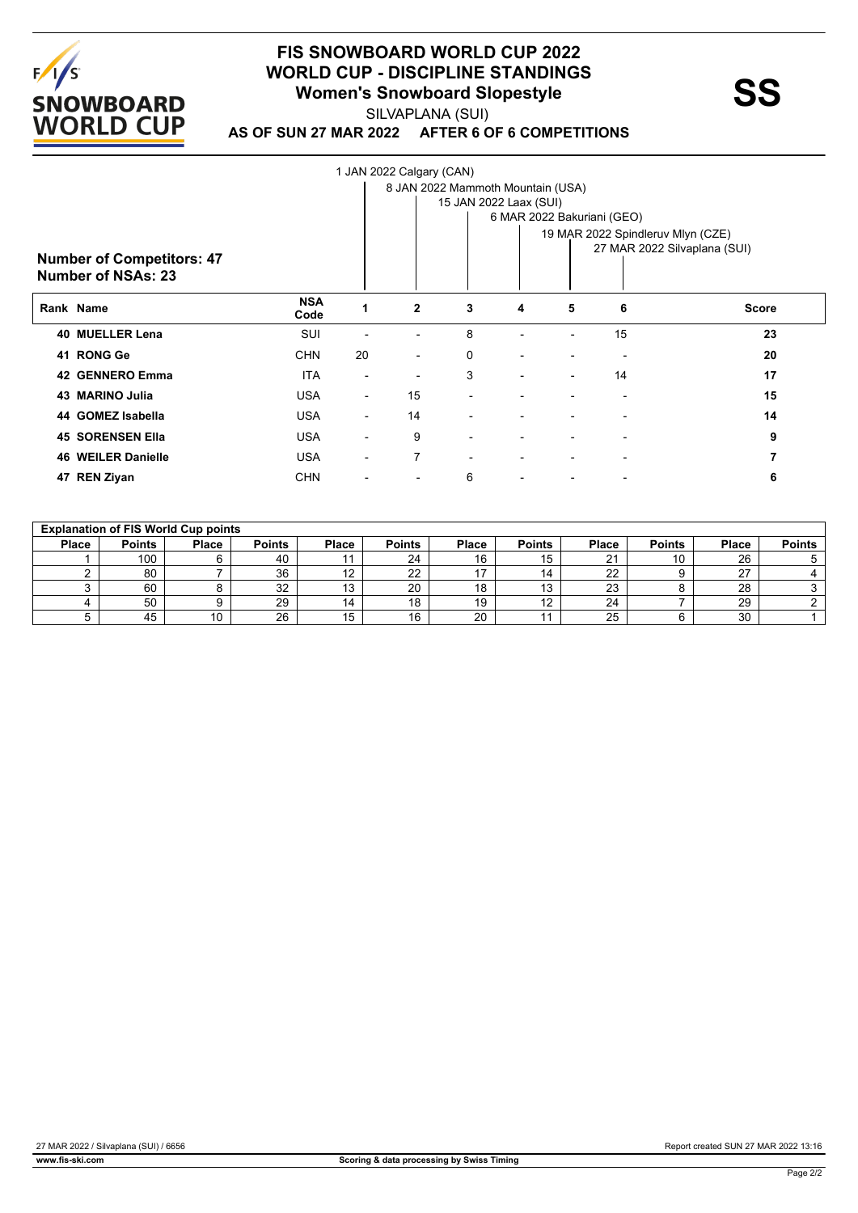# FIS SNOWBOARD WORLD CUP 2022

## WORLD CUP - DISCIPLINE STANDINGS

### Women's Snowboard Slopestyle

SS

SILVAPLANA (SUI)

**AS OF SUN 27 MAR 2022 AFTER 6 OF 6 COMPETITIONS**

1 JAN 2022 Calgary (CAN)
8 JAN 2022 Mammoth Mountain (USA)
15 JAN 2022 Laax (SUI)
6 MAR 2022 Bakuriani (GEO)
19 MAR 2022 Spindleruv Mlyn (CZE)
27 MAR 2022 Silvaplana (SUI)

**Number of Competitors: 47**
**Number of NSAs: 23**

| Rank | Name | NSA Code | 1 | 2 | 3 | 4 | 5 | 6 | Score |
|---|---|---|---|---|---|---|---|---|---|
| 40 | MUELLER Lena | SUI | - | - | 8 | - | - | 15 | 23 |
| 41 | RONG Ge | CHN | 20 | - | 0 | - | - | - | 20 |
| 42 | GENNERO Emma | ITA | - | - | 3 | - | - | 14 | 17 |
| 43 | MARINO Julia | USA | - | 15 | - | - | - | - | 15 |
| 44 | GOMEZ Isabella | USA | - | 14 | - | - | - | - | 14 |
| 45 | SORENSEN Ella | USA | - | 9 | - | - | - | - | 9 |
| 46 | WEILER Danielle | USA | - | 7 | - | - | - | - | 7 |
| 47 | REN Ziyan | CHN | - | - | 6 | - | - | - | 6 |

**Explanation of FIS World Cup points**

| Place | Points | Place | Points | Place | Points | Place | Points | Place | Points | Place | Points |
|---|---|---|---|---|---|---|---|---|---|---|---|
| 1 | 100 | 6 | 40 | 11 | 24 | 16 | 15 | 21 | 10 | 26 | 5 |
| 2 | 80 | 7 | 36 | 12 | 22 | 17 | 14 | 22 | 9 | 27 | 4 |
| 3 | 60 | 8 | 32 | 13 | 20 | 18 | 13 | 23 | 8 | 28 | 3 |
| 4 | 50 | 9 | 29 | 14 | 18 | 19 | 12 | 24 | 7 | 29 | 2 |
| 5 | 45 | 10 | 26 | 15 | 16 | 20 | 11 | 25 | 6 | 30 | 1 |

27 MAR 2022 / Silvaplana (SUI) / 6656

Report created SUN 27 MAR 2022 13:16

www.fis-ski.com

Scoring & data processing by Swiss Timing